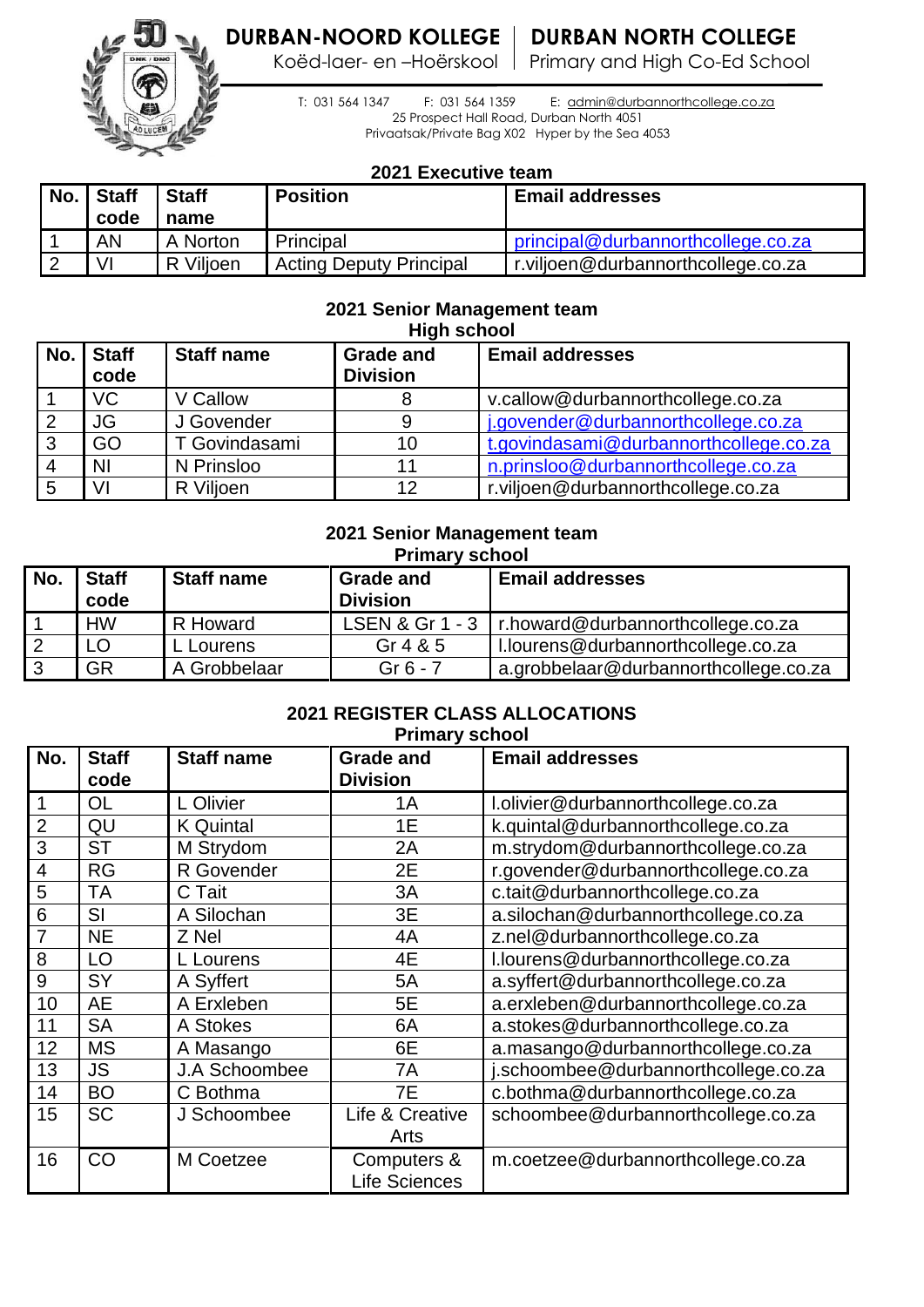# DURBAN-NOORD KOLLEGE | DURBAN NORTH COLLEGE

Koëd-laer- en –Hoërskool | Primary and High Co-Ed School

T: 031 564 1347 F: 031 564 1359 E: admin@durbannorthcollege.co.za
25 Prospect Hall Road, Durban North 4051
Privaatsak/Private Bag X02 Hyper by the Sea 4053

### 2021 Executive team

| No. | Staff code | Staff name | Position | Email addresses |
|---|---|---|---|---|
| 1 | AN | A Norton | Principal | principal@durbannorthcollege.co.za |
| 2 | VI | R Viljoen | Acting Deputy Principal | r.viljoen@durbannorthcollege.co.za |

### 2021 Senior Management team
### High school

| No. | Staff code | Staff name | Grade and Division | Email addresses |
|---|---|---|---|---|
| 1 | VC | V Callow | 8 | v.callow@durbannorthcollege.co.za |
| 2 | JG | J Govender | 9 | j.govender@durbannorthcollege.co.za |
| 3 | GO | T Govindasami | 10 | t.govindasami@durbannorthcollege.co.za |
| 4 | NI | N Prinsloo | 11 | n.prinsloo@durbannorthcollege.co.za |
| 5 | VI | R Viljoen | 12 | r.viljoen@durbannorthcollege.co.za |

### 2021 Senior Management team
### Primary school

| No. | Staff code | Staff name | Grade and Division | Email addresses |
|---|---|---|---|---|
| 1 | HW | R Howard | LSEN & Gr 1 - 3 | r.howard@durbannorthcollege.co.za |
| 2 | LO | L Lourens | Gr 4 & 5 | l.lourens@durbannorthcollege.co.za |
| 3 | GR | A Grobbelaar | Gr 6 - 7 | a.grobbelaar@durbannorthcollege.co.za |

### 2021 REGISTER CLASS ALLOCATIONS
### Primary school

| No. | Staff code | Staff name | Grade and Division | Email addresses |
|---|---|---|---|---|
| 1 | OL | L Olivier | 1A | l.olivier@durbannorthcollege.co.za |
| 2 | QU | K Quintal | 1E | k.quintal@durbannorthcollege.co.za |
| 3 | ST | M Strydom | 2A | m.strydom@durbannorthcollege.co.za |
| 4 | RG | R Govender | 2E | r.govender@durbannorthcollege.co.za |
| 5 | TA | C Tait | 3A | c.tait@durbannorthcollege.co.za |
| 6 | SI | A Silochan | 3E | a.silochan@durbannorthcollege.co.za |
| 7 | NE | Z Nel | 4A | z.nel@durbannorthcollege.co.za |
| 8 | LO | L Lourens | 4E | l.lourens@durbannorthcollege.co.za |
| 9 | SY | A Syffert | 5A | a.syffert@durbannorthcollege.co.za |
| 10 | AE | A Erxleben | 5E | a.erxleben@durbannorthcollege.co.za |
| 11 | SA | A Stokes | 6A | a.stokes@durbannorthcollege.co.za |
| 12 | MS | A Masango | 6E | a.masango@durbannorthcollege.co.za |
| 13 | JS | J.A Schoombee | 7A | j.schoombee@durbannorthcollege.co.za |
| 14 | BO | C Bothma | 7E | c.bothma@durbannorthcollege.co.za |
| 15 | SC | J Schoombee | Life & Creative Arts | schoombee@durbannorthcollege.co.za |
| 16 | CO | M Coetzee | Computers & Life Sciences | m.coetzee@durbannorthcollege.co.za |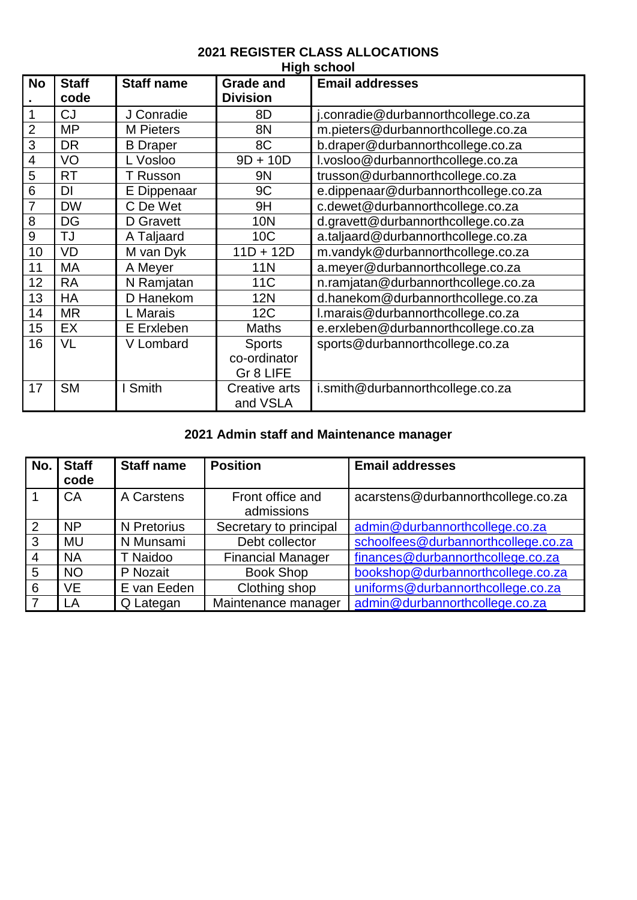## 2021 REGISTER CLASS ALLOCATIONS
### High school

| No. | Staff code | Staff name | Grade and Division | Email addresses |
|---|---|---|---|---|
| 1 | CJ | J Conradie | 8D | j.conradie@durbannorthcollege.co.za |
| 2 | MP | M Pieters | 8N | m.pieters@durbannorthcollege.co.za |
| 3 | DR | B Draper | 8C | b.draper@durbannorthcollege.co.za |
| 4 | VO | L Vosloo | 9D + 10D | l.vosloo@durbannorthcollege.co.za |
| 5 | RT | T Russon | 9N | trusson@durbannorthcollege.co.za |
| 6 | DI | E Dippenaar | 9C | e.dippenaar@durbannorthcollege.co.za |
| 7 | DW | C De Wet | 9H | c.dewet@durbannorthcollege.co.za |
| 8 | DG | D Gravett | 10N | d.gravett@durbannorthcollege.co.za |
| 9 | TJ | A Taljaard | 10C | a.taljaard@durbannorthcollege.co.za |
| 10 | VD | M van Dyk | 11D + 12D | m.vandyk@durbannorthcollege.co.za |
| 11 | MA | A Meyer | 11N | a.meyer@durbannorthcollege.co.za |
| 12 | RA | N Ramjatan | 11C | n.ramjatan@durbannorthcollege.co.za |
| 13 | HA | D Hanekom | 12N | d.hanekom@durbannorthcollege.co.za |
| 14 | MR | L Marais | 12C | l.marais@durbannorthcollege.co.za |
| 15 | EX | E Erxleben | Maths | e.erxleben@durbannorthcollege.co.za |
| 16 | VL | V Lombard | Sports co-ordinator Gr 8 LIFE | sports@durbannorthcollege.co.za |
| 17 | SM | I Smith | Creative arts and VSLA | i.smith@durbannorthcollege.co.za |

## 2021 Admin staff and Maintenance manager

| No. | Staff code | Staff name | Position | Email addresses |
|---|---|---|---|---|
| 1 | CA | A Carstens | Front office and admissions | acarstens@durbannorthcollege.co.za |
| 2 | NP | N Pretorius | Secretary to principal | admin@durbannorthcollege.co.za |
| 3 | MU | N Munsami | Debt collector | schoolfees@durbannorthcollege.co.za |
| 4 | NA | T Naidoo | Financial Manager | finances@durbannorthcollege.co.za |
| 5 | NO | P Nozait | Book Shop | bookshop@durbannorthcollege.co.za |
| 6 | VE | E van Eeden | Clothing shop | uniforms@durbannorthcollege.co.za |
| 7 | LA | Q Lategan | Maintenance manager | admin@durbannorthcollege.co.za |